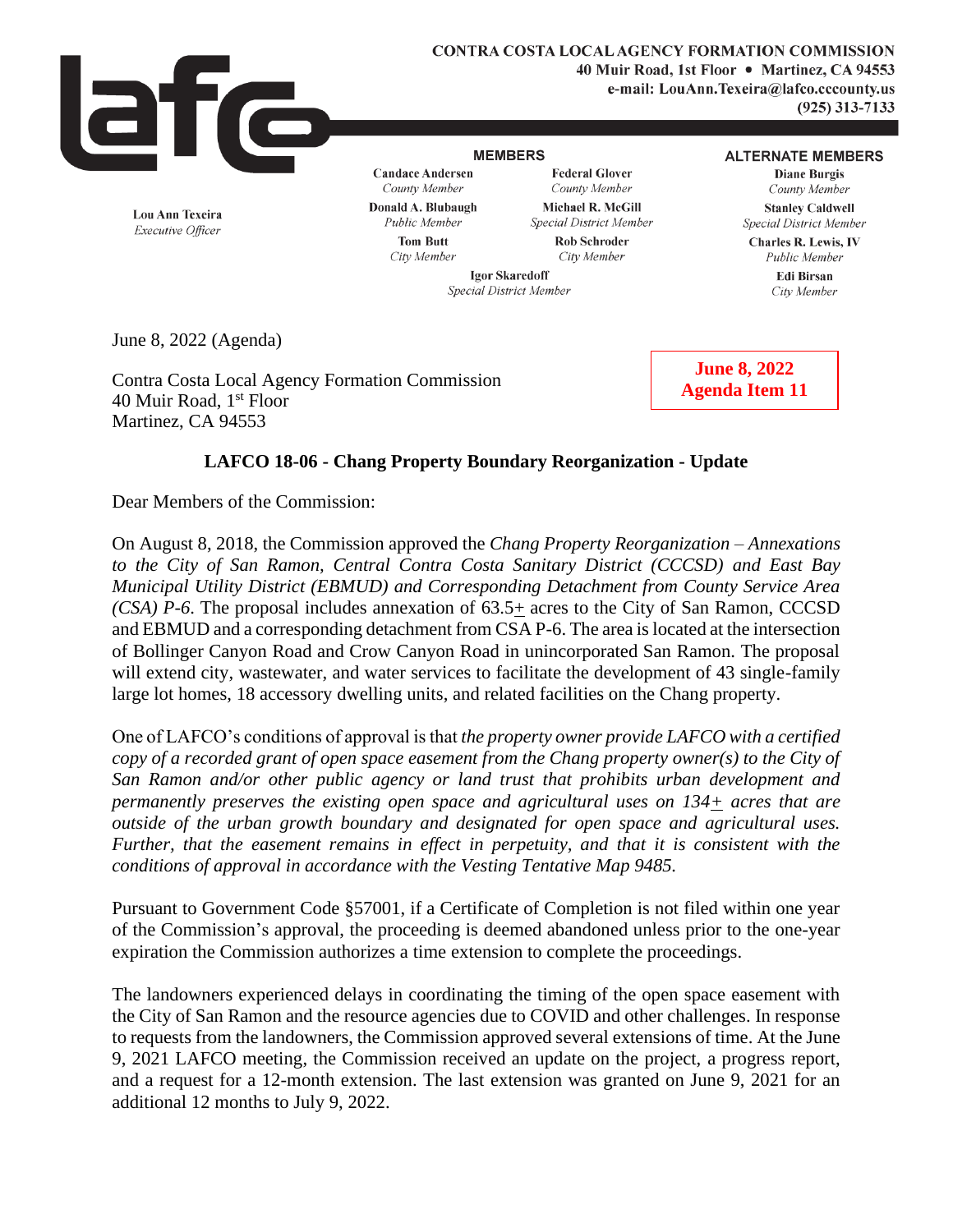**CONTRA COSTA LOCAL AGENCY FORMATION COMMISSION**
**40 Muir Road, 1st Floor • Martinez, CA 94553**
**e-mail: LouAnn.Texeira@lafco.cccounty.us**
**(925) 313-7133**

**Lou Ann Texeira**
*Executive Officer*

**MEMBERS**

**Candace Andersen** – *County Member*
**Federal Glover** – *County Member*
**Donald A. Blubaugh** – *Public Member*
**Michael R. McGill** – *Special District Member*
**Tom Butt** – *City Member*
**Rob Schroder** – *City Member*
**Igor Skaredoff** – *Special District Member*

**ALTERNATE MEMBERS**

**Diane Burgis** – *County Member*
**Stanley Caldwell** – *Special District Member*
**Charles R. Lewis, IV** – *Public Member*
**Edi Birsan** – *City Member*

June 8, 2022 (Agenda)

**June 8, 2022**
**Agenda Item 11**

Contra Costa Local Agency Formation Commission
40 Muir Road, 1st Floor
Martinez, CA 94553

## LAFCO 18-06 - Chang Property Boundary Reorganization - Update

Dear Members of the Commission:

On August 8, 2018, the Commission approved the *Chang Property Reorganization – Annexations to the City of San Ramon, Central Contra Costa Sanitary District (CCCSD) and East Bay Municipal Utility District (EBMUD) and Corresponding Detachment from County Service Area (CSA) P-6*. The proposal includes annexation of 63.5± acres to the City of San Ramon, CCCSD and EBMUD and a corresponding detachment from CSA P-6. The area is located at the intersection of Bollinger Canyon Road and Crow Canyon Road in unincorporated San Ramon. The proposal will extend city, wastewater, and water services to facilitate the development of 43 single-family large lot homes, 18 accessory dwelling units, and related facilities on the Chang property.

One of LAFCO's conditions of approval is that *the property owner provide LAFCO with a certified copy of a recorded grant of open space easement from the Chang property owner(s) to the City of San Ramon and/or other public agency or land trust that prohibits urban development and permanently preserves the existing open space and agricultural uses on 134± acres that are outside of the urban growth boundary and designated for open space and agricultural uses. Further, that the easement remains in effect in perpetuity, and that it is consistent with the conditions of approval in accordance with the Vesting Tentative Map 9485.*

Pursuant to Government Code §57001, if a Certificate of Completion is not filed within one year of the Commission's approval, the proceeding is deemed abandoned unless prior to the one-year expiration the Commission authorizes a time extension to complete the proceedings.

The landowners experienced delays in coordinating the timing of the open space easement with the City of San Ramon and the resource agencies due to COVID and other challenges. In response to requests from the landowners, the Commission approved several extensions of time. At the June 9, 2021 LAFCO meeting, the Commission received an update on the project, a progress report, and a request for a 12-month extension. The last extension was granted on June 9, 2021 for an additional 12 months to July 9, 2022.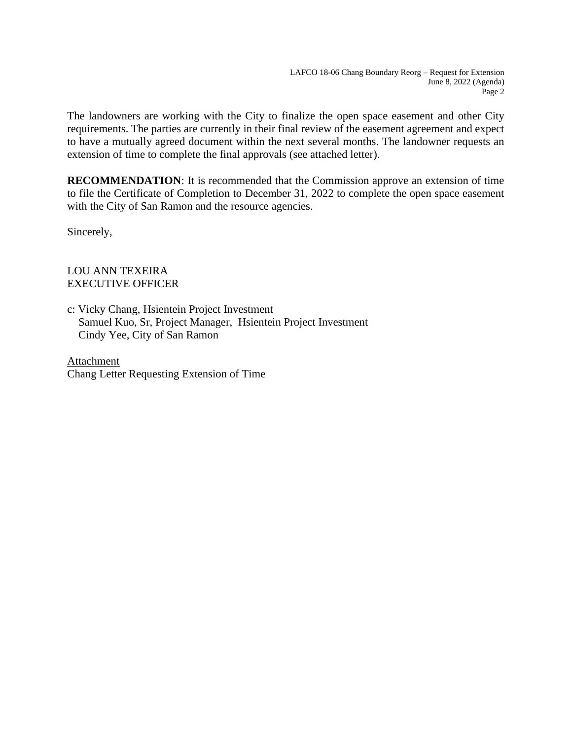The landowners are working with the City to finalize the open space easement and other City requirements. The parties are currently in their final review of the easement agreement and expect to have a mutually agreed document within the next several months. The landowner requests an extension of time to complete the final approvals (see attached letter).

**RECOMMENDATION**: It is recommended that the Commission approve an extension of time to file the Certificate of Completion to December 31, 2022 to complete the open space easement with the City of San Ramon and the resource agencies.

Sincerely,

LOU ANN TEXEIRA
EXECUTIVE OFFICER

c: Vicky Chang, Hsientein Project Investment
Samuel Kuo, Sr, Project Manager, Hsientein Project Investment
Cindy Yee, City of San Ramon

Attachment
Chang Letter Requesting Extension of Time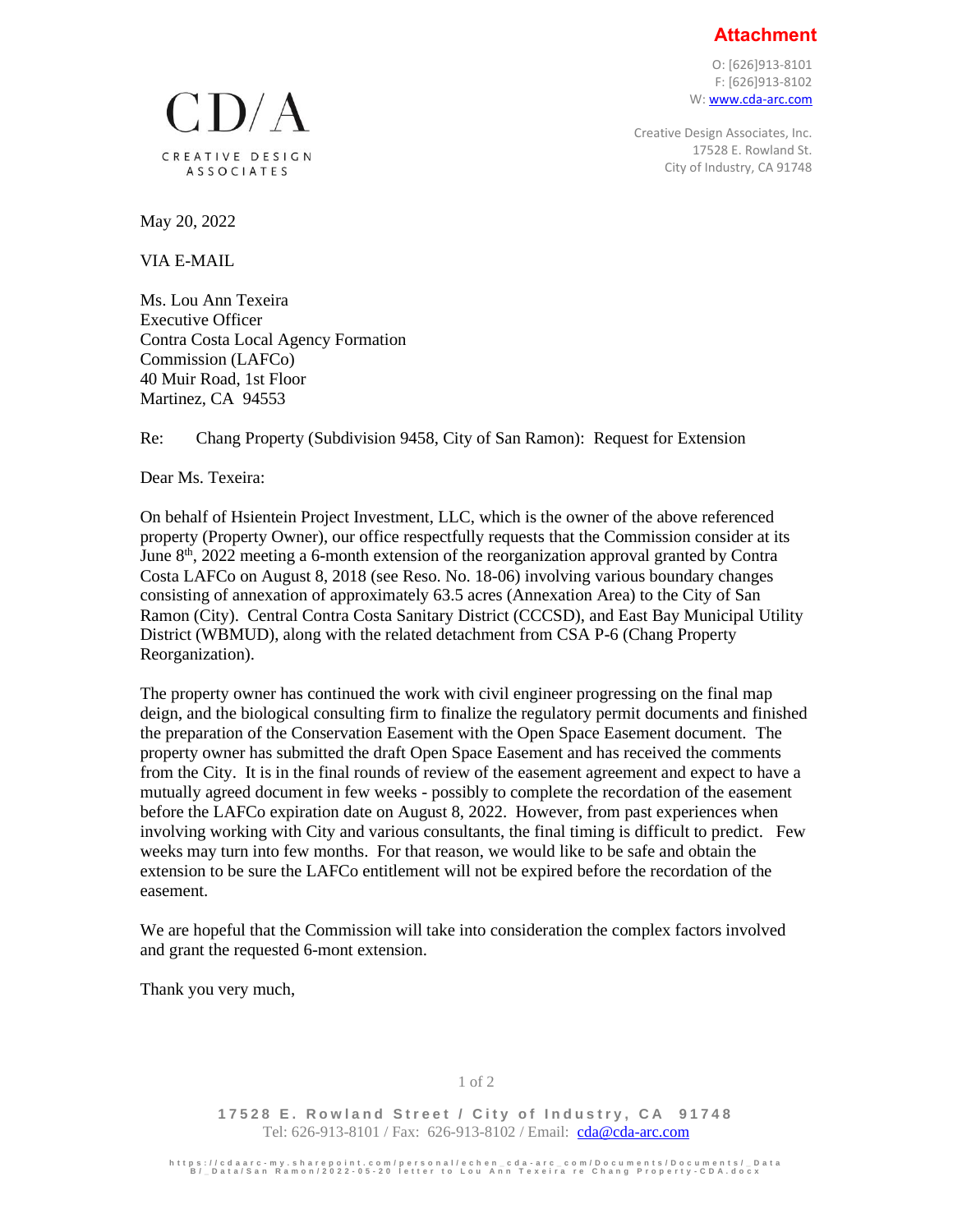**Attachment**

O: [626]913-8101
F: [626]913-8102
W: www.cda-arc.com

CD/A

CREATIVE DESIGN ASSOCIATES

Creative Design Associates, Inc.
17528 E. Rowland St.
City of Industry, CA 91748

May 20, 2022

VIA E-MAIL

Ms. Lou Ann Texeira
Executive Officer
Contra Costa Local Agency Formation
Commission (LAFCo)
40 Muir Road, 1st Floor
Martinez, CA 94553

Re: Chang Property (Subdivision 9458, City of San Ramon): Request for Extension

Dear Ms. Texeira:

On behalf of Hsientein Project Investment, LLC, which is the owner of the above referenced property (Property Owner), our office respectfully requests that the Commission consider at its June 8th, 2022 meeting a 6-month extension of the reorganization approval granted by Contra Costa LAFCo on August 8, 2018 (see Reso. No. 18-06) involving various boundary changes consisting of annexation of approximately 63.5 acres (Annexation Area) to the City of San Ramon (City). Central Contra Costa Sanitary District (CCCSD), and East Bay Municipal Utility District (WBMUD), along with the related detachment from CSA P-6 (Chang Property Reorganization).

The property owner has continued the work with civil engineer progressing on the final map deign, and the biological consulting firm to finalize the regulatory permit documents and finished the preparation of the Conservation Easement with the Open Space Easement document. The property owner has submitted the draft Open Space Easement and has received the comments from the City. It is in the final rounds of review of the easement agreement and expect to have a mutually agreed document in few weeks - possibly to complete the recordation of the easement before the LAFCo expiration date on August 8, 2022. However, from past experiences when involving working with City and various consultants, the final timing is difficult to predict. Few weeks may turn into few months. For that reason, we would like to be safe and obtain the extension to be sure the LAFCo entitlement will not be expired before the recordation of the easement.

We are hopeful that the Commission will take into consideration the complex factors involved and grant the requested 6-mont extension.

Thank you very much,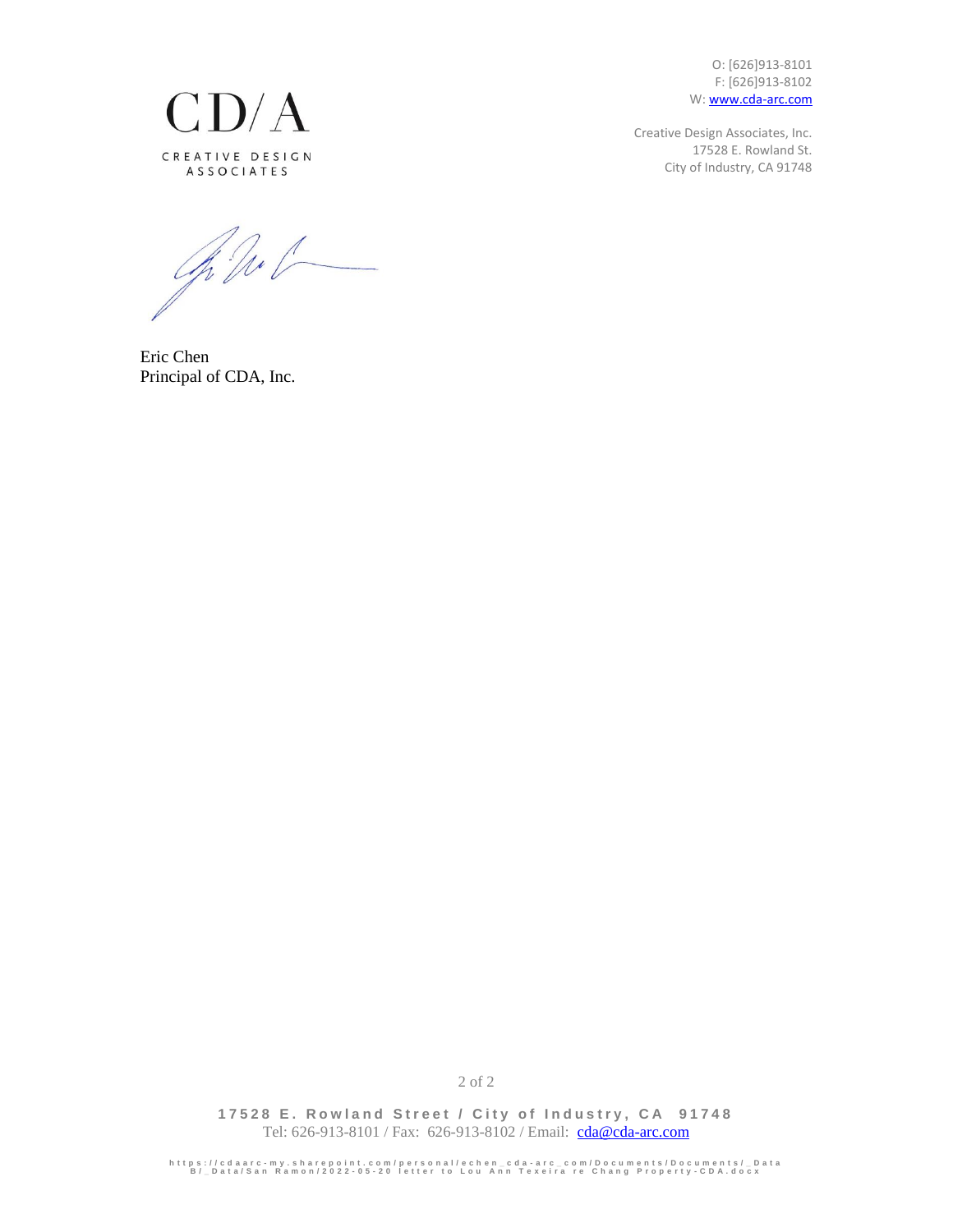Eric Chen
Principal of CDA, Inc.